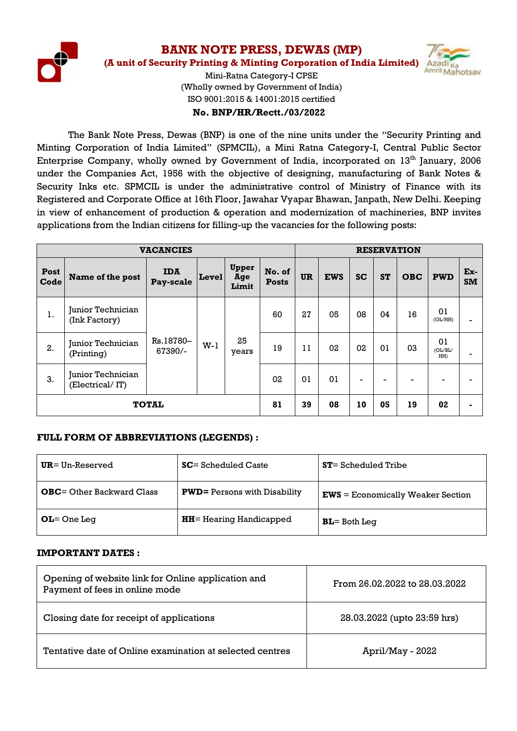# BANK NOTE PRESS, DEWAS (MP)

**(A unit of Security Printing & Minting Corporation of India Limited)**

Mini-Ratna Category-I CPSE
(Wholly owned by Government of India)
ISO 9001:2015 & 14001:2015 certified

**No. BNP/HR/Rectt./03/2022**

The Bank Note Press, Dewas (BNP) is one of the nine units under the "Security Printing and Minting Corporation of India Limited" (SPMCIL), a Mini Ratna Category-I, Central Public Sector Enterprise Company, wholly owned by Government of India, incorporated on 13th January, 2006 under the Companies Act, 1956 with the objective of designing, manufacturing of Bank Notes & Security Inks etc. SPMCIL is under the administrative control of Ministry of Finance with its Registered and Corporate Office at 16th Floor, Jawahar Vyapar Bhawan, Janpath, New Delhi. Keeping in view of enhancement of production & operation and modernization of machineries, BNP invites applications from the Indian citizens for filling-up the vacancies for the following posts:

| VACANCIES | | | | | | RESERVATION | | | | | | | |
|---|---|---|---|---|---|---|---|---|---|---|---|---|---|
| **Post Code** | **Name of the post** | **IDA Pay-scale** | **Level** | **Upper Age Limit** | **No. of Posts** | **UR** | **EWS** | **SC** | **ST** | **OBC** | **PWD** | **Ex-SM** |
| 1. | Junior Technician (Ink Factory) | Rs.18780–67390/- | W-1 | 25 years | 60 | 27 | 05 | 08 | 04 | 16 | 01 (OL/HH) | - |
| 2. | Junior Technician (Printing) | | | | 19 | 11 | 02 | 02 | 01 | 03 | 01 (OL/BL/HH) | - |
| 3. | Junior Technician (Electrical/ IT) | | | | 02 | 01 | 01 | - | - | - | - | - |
| **TOTAL** | | | | | **81** | **39** | **08** | **10** | **05** | **19** | **02** | **-** |

### FULL FORM OF ABBREVIATIONS (LEGENDS) :

| | | |
|---|---|---|
| **UR**= Un-Reserved | **SC**= Scheduled Caste | **ST**= Scheduled Tribe |
| **OBC**= Other Backward Class | **PWD=** Persons with Disability | **EWS** = Economically Weaker Section |
| **OL**= One Leg | **HH**= Hearing Handicapped | **BL**= Both Leg |

### IMPORTANT DATES :

| | |
|---|---|
| Opening of website link for Online application and Payment of fees in online mode | From 26.02.2022 to 28.03.2022 |
| Closing date for receipt of applications | 28.03.2022 (upto 23:59 hrs) |
| Tentative date of Online examination at selected centres | April/May - 2022 |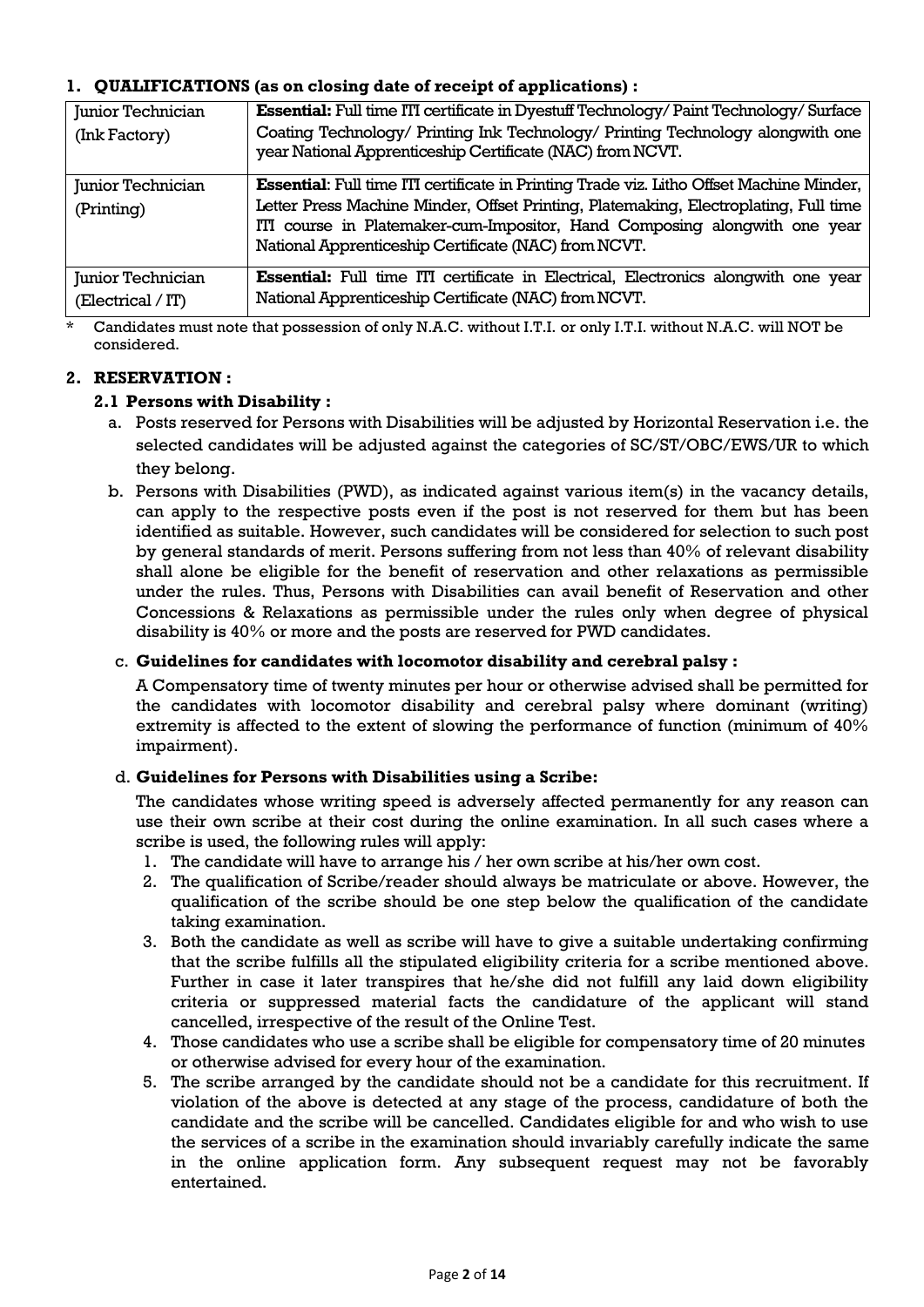## 1. QUALIFICATIONS (as on closing date of receipt of applications) :

| | |
|---|---|
| Junior Technician (Ink Factory) | **Essential:** Full time ITI certificate in Dyestuff Technology/ Paint Technology/ Surface Coating Technology/ Printing Ink Technology/ Printing Technology alongwith one year National Apprenticeship Certificate (NAC) from NCVT. |
| Junior Technician (Printing) | **Essential**: Full time ITI certificate in Printing Trade viz. Litho Offset Machine Minder, Letter Press Machine Minder, Offset Printing, Platemaking, Electroplating, Full time ITI course in Platemaker-cum-Impositor, Hand Composing alongwith one year National Apprenticeship Certificate (NAC) from NCVT. |
| Junior Technician (Electrical / IT) | **Essential:** Full time ITI certificate in Electrical, Electronics alongwith one year National Apprenticeship Certificate (NAC) from NCVT. |

\* Candidates must note that possession of only N.A.C. without I.T.I. or only I.T.I. without N.A.C. will NOT be considered.

## 2. RESERVATION :

### 2.1 Persons with Disability :

a. Posts reserved for Persons with Disabilities will be adjusted by Horizontal Reservation i.e. the selected candidates will be adjusted against the categories of SC/ST/OBC/EWS/UR to which they belong.

b. Persons with Disabilities (PWD), as indicated against various item(s) in the vacancy details, can apply to the respective posts even if the post is not reserved for them but has been identified as suitable. However, such candidates will be considered for selection to such post by general standards of merit. Persons suffering from not less than 40% of relevant disability shall alone be eligible for the benefit of reservation and other relaxations as permissible under the rules. Thus, Persons with Disabilities can avail benefit of Reservation and other Concessions & Relaxations as permissible under the rules only when degree of physical disability is 40% or more and the posts are reserved for PWD candidates.

c. **Guidelines for candidates with locomotor disability and cerebral palsy :**

A Compensatory time of twenty minutes per hour or otherwise advised shall be permitted for the candidates with locomotor disability and cerebral palsy where dominant (writing) extremity is affected to the extent of slowing the performance of function (minimum of 40% impairment).

d. **Guidelines for Persons with Disabilities using a Scribe:**

The candidates whose writing speed is adversely affected permanently for any reason can use their own scribe at their cost during the online examination. In all such cases where a scribe is used, the following rules will apply:

1. The candidate will have to arrange his / her own scribe at his/her own cost.
2. The qualification of Scribe/reader should always be matriculate or above. However, the qualification of the scribe should be one step below the qualification of the candidate taking examination.
3. Both the candidate as well as scribe will have to give a suitable undertaking confirming that the scribe fulfills all the stipulated eligibility criteria for a scribe mentioned above. Further in case it later transpires that he/she did not fulfill any laid down eligibility criteria or suppressed material facts the candidature of the applicant will stand cancelled, irrespective of the result of the Online Test.
4. Those candidates who use a scribe shall be eligible for compensatory time of 20 minutes or otherwise advised for every hour of the examination.
5. The scribe arranged by the candidate should not be a candidate for this recruitment. If violation of the above is detected at any stage of the process, candidature of both the candidate and the scribe will be cancelled. Candidates eligible for and who wish to use the services of a scribe in the examination should invariably carefully indicate the same in the online application form. Any subsequent request may not be favorably entertained.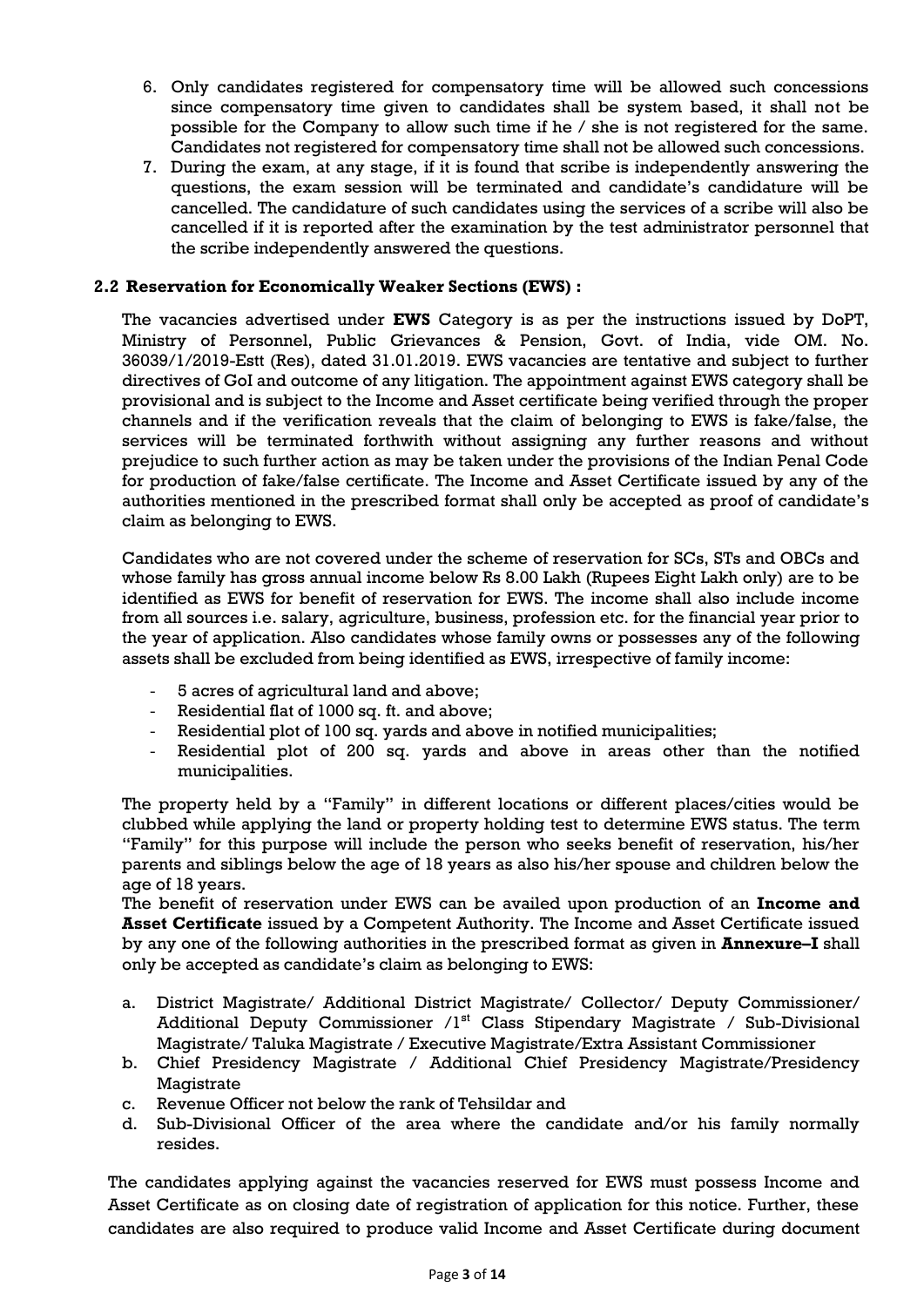6. Only candidates registered for compensatory time will be allowed such concessions since compensatory time given to candidates shall be system based, it shall not be possible for the Company to allow such time if he / she is not registered for the same. Candidates not registered for compensatory time shall not be allowed such concessions.
7. During the exam, at any stage, if it is found that scribe is independently answering the questions, the exam session will be terminated and candidate's candidature will be cancelled. The candidature of such candidates using the services of a scribe will also be cancelled if it is reported after the examination by the test administrator personnel that the scribe independently answered the questions.

### 2.2 Reservation for Economically Weaker Sections (EWS) :

The vacancies advertised under **EWS** Category is as per the instructions issued by DoPT, Ministry of Personnel, Public Grievances & Pension, Govt. of India, vide OM. No. 36039/1/2019-Estt (Res), dated 31.01.2019. EWS vacancies are tentative and subject to further directives of GoI and outcome of any litigation. The appointment against EWS category shall be provisional and is subject to the Income and Asset certificate being verified through the proper channels and if the verification reveals that the claim of belonging to EWS is fake/false, the services will be terminated forthwith without assigning any further reasons and without prejudice to such further action as may be taken under the provisions of the Indian Penal Code for production of fake/false certificate. The Income and Asset Certificate issued by any of the authorities mentioned in the prescribed format shall only be accepted as proof of candidate's claim as belonging to EWS.

Candidates who are not covered under the scheme of reservation for SCs, STs and OBCs and whose family has gross annual income below Rs 8.00 Lakh (Rupees Eight Lakh only) are to be identified as EWS for benefit of reservation for EWS. The income shall also include income from all sources i.e. salary, agriculture, business, profession etc. for the financial year prior to the year of application. Also candidates whose family owns or possesses any of the following assets shall be excluded from being identified as EWS, irrespective of family income:

- 5 acres of agricultural land and above;
- Residential flat of 1000 sq. ft. and above;
- Residential plot of 100 sq. yards and above in notified municipalities;
- Residential plot of 200 sq. yards and above in areas other than the notified municipalities.

The property held by a "Family" in different locations or different places/cities would be clubbed while applying the land or property holding test to determine EWS status. The term "Family" for this purpose will include the person who seeks benefit of reservation, his/her parents and siblings below the age of 18 years as also his/her spouse and children below the age of 18 years.

The benefit of reservation under EWS can be availed upon production of an **Income and Asset Certificate** issued by a Competent Authority. The Income and Asset Certificate issued by any one of the following authorities in the prescribed format as given in **Annexure–I** shall only be accepted as candidate's claim as belonging to EWS:

a. District Magistrate/ Additional District Magistrate/ Collector/ Deputy Commissioner/ Additional Deputy Commissioner /1st Class Stipendary Magistrate / Sub-Divisional Magistrate/ Taluka Magistrate / Executive Magistrate/Extra Assistant Commissioner
b. Chief Presidency Magistrate / Additional Chief Presidency Magistrate/Presidency Magistrate
c. Revenue Officer not below the rank of Tehsildar and
d. Sub-Divisional Officer of the area where the candidate and/or his family normally resides.

The candidates applying against the vacancies reserved for EWS must possess Income and Asset Certificate as on closing date of registration of application for this notice. Further, these candidates are also required to produce valid Income and Asset Certificate during document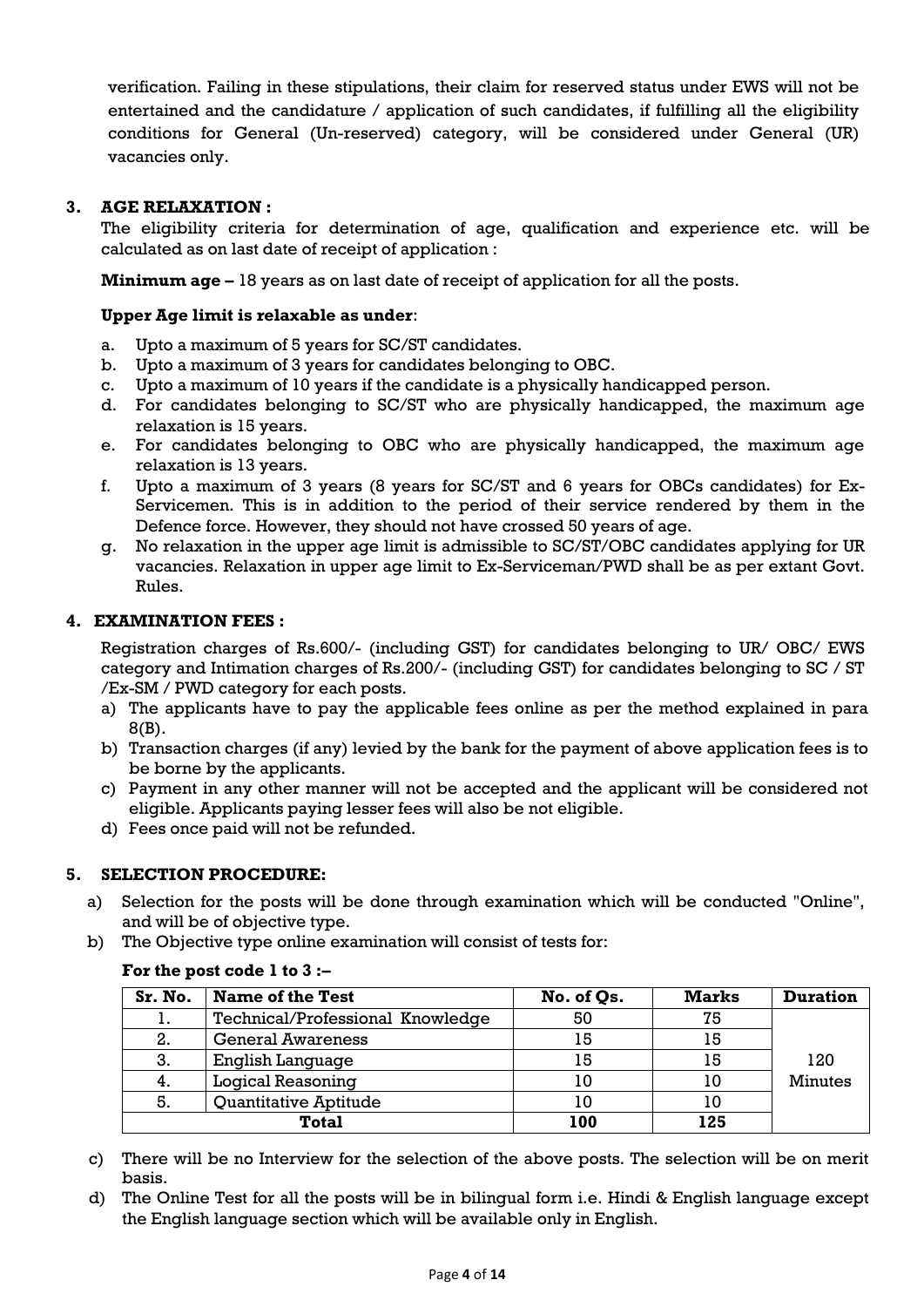verification. Failing in these stipulations, their claim for reserved status under EWS will not be entertained and the candidature / application of such candidates, if fulfilling all the eligibility conditions for General (Un-reserved) category, will be considered under General (UR) vacancies only.

### 3. AGE RELAXATION :

The eligibility criteria for determination of age, qualification and experience etc. will be calculated as on last date of receipt of application :

**Minimum age –** 18 years as on last date of receipt of application for all the posts.

**Upper Age limit is relaxable as under**:

a. Upto a maximum of 5 years for SC/ST candidates.
b. Upto a maximum of 3 years for candidates belonging to OBC.
c. Upto a maximum of 10 years if the candidate is a physically handicapped person.
d. For candidates belonging to SC/ST who are physically handicapped, the maximum age relaxation is 15 years.
e. For candidates belonging to OBC who are physically handicapped, the maximum age relaxation is 13 years.
f. Upto a maximum of 3 years (8 years for SC/ST and 6 years for OBCs candidates) for Ex-Servicemen. This is in addition to the period of their service rendered by them in the Defence force. However, they should not have crossed 50 years of age.
g. No relaxation in the upper age limit is admissible to SC/ST/OBC candidates applying for UR vacancies. Relaxation in upper age limit to Ex-Serviceman/PWD shall be as per extant Govt. Rules.

### 4. EXAMINATION FEES :

Registration charges of Rs.600/- (including GST) for candidates belonging to UR/ OBC/ EWS category and Intimation charges of Rs.200/- (including GST) for candidates belonging to SC / ST /Ex-SM / PWD category for each posts.

a) The applicants have to pay the applicable fees online as per the method explained in para 8(B).
b) Transaction charges (if any) levied by the bank for the payment of above application fees is to be borne by the applicants.
c) Payment in any other manner will not be accepted and the applicant will be considered not eligible. Applicants paying lesser fees will also be not eligible.
d) Fees once paid will not be refunded.

### 5. SELECTION PROCEDURE:

a) Selection for the posts will be done through examination which will be conducted "Online", and will be of objective type.
b) The Objective type online examination will consist of tests for:

**For the post code 1 to 3 :–**

| Sr. No. | Name of the Test | No. of Qs. | Marks | Duration |
|---|---|---|---|---|
| 1. | Technical/Professional Knowledge | 50 | 75 | 120 Minutes |
| 2. | General Awareness | 15 | 15 | |
| 3. | English Language | 15 | 15 | |
| 4. | Logical Reasoning | 10 | 10 | |
| 5. | Quantitative Aptitude | 10 | 10 | |
| **Total** | | **100** | **125** | |

c) There will be no Interview for the selection of the above posts. The selection will be on merit basis.
d) The Online Test for all the posts will be in bilingual form i.e. Hindi & English language except the English language section which will be available only in English.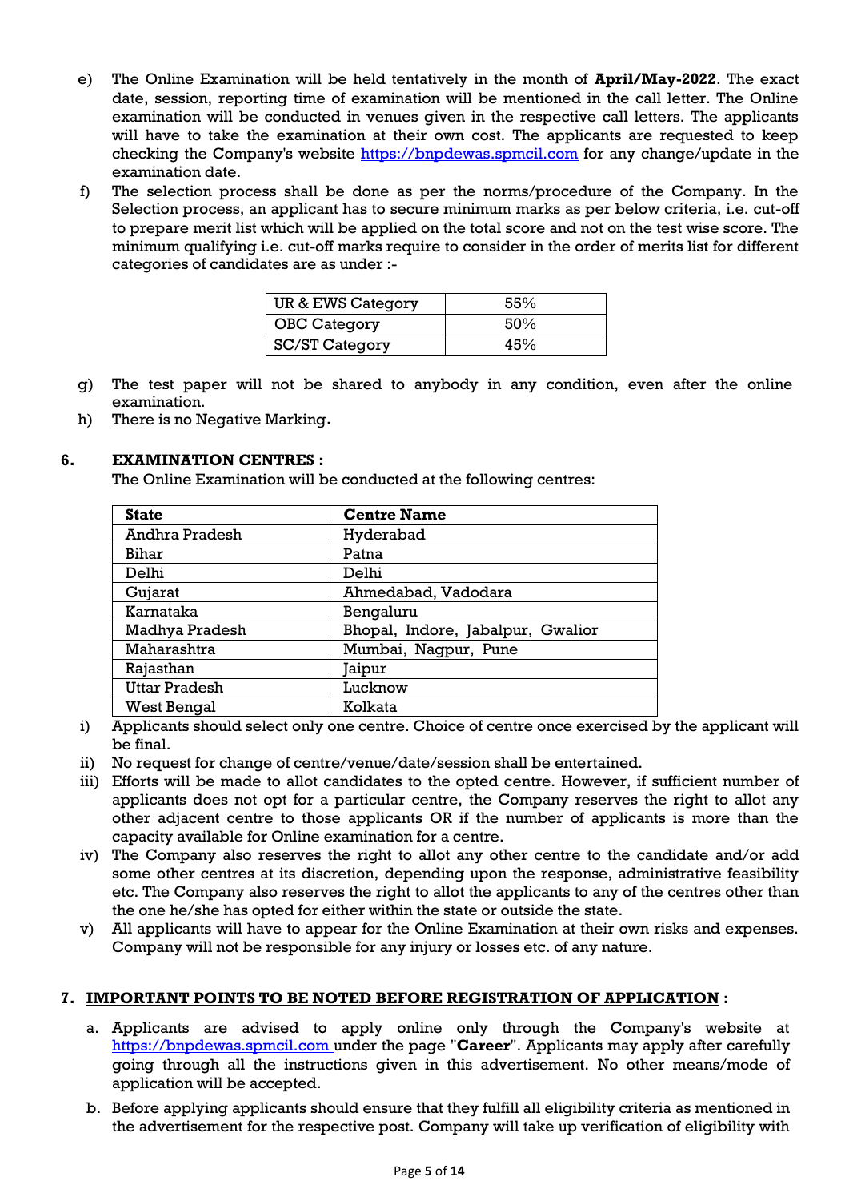e) The Online Examination will be held tentatively in the month of **April/May-2022**. The exact date, session, reporting time of examination will be mentioned in the call letter. The Online examination will be conducted in venues given in the respective call letters. The applicants will have to take the examination at their own cost. The applicants are requested to keep checking the Company's website https://bnpdewas.spmcil.com for any change/update in the examination date.

f) The selection process shall be done as per the norms/procedure of the Company. In the Selection process, an applicant has to secure minimum marks as per below criteria, i.e. cut-off to prepare merit list which will be applied on the total score and not on the test wise score. The minimum qualifying i.e. cut-off marks require to consider in the order of merits list for different categories of candidates are as under :-

| UR & EWS Category | 55% |
|---|---|
| OBC Category | 50% |
| SC/ST Category | 45% |

g) The test paper will not be shared to anybody in any condition, even after the online examination.

h) There is no Negative Marking**.**

## 6. EXAMINATION CENTRES :

The Online Examination will be conducted at the following centres:

| State | Centre Name |
|---|---|
| Andhra Pradesh | Hyderabad |
| Bihar | Patna |
| Delhi | Delhi |
| Gujarat | Ahmedabad, Vadodara |
| Karnataka | Bengaluru |
| Madhya Pradesh | Bhopal, Indore, Jabalpur, Gwalior |
| Maharashtra | Mumbai, Nagpur, Pune |
| Rajasthan | Jaipur |
| Uttar Pradesh | Lucknow |
| West Bengal | Kolkata |

i) Applicants should select only one centre. Choice of centre once exercised by the applicant will be final.

ii) No request for change of centre/venue/date/session shall be entertained.

iii) Efforts will be made to allot candidates to the opted centre. However, if sufficient number of applicants does not opt for a particular centre, the Company reserves the right to allot any other adjacent centre to those applicants OR if the number of applicants is more than the capacity available for Online examination for a centre.

iv) The Company also reserves the right to allot any other centre to the candidate and/or add some other centres at its discretion, depending upon the response, administrative feasibility etc. The Company also reserves the right to allot the applicants to any of the centres other than the one he/she has opted for either within the state or outside the state.

v) All applicants will have to appear for the Online Examination at their own risks and expenses. Company will not be responsible for any injury or losses etc. of any nature.

## 7. IMPORTANT POINTS TO BE NOTED BEFORE REGISTRATION OF APPLICATION :

a. Applicants are advised to apply online only through the Company's website at https://bnpdewas.spmcil.com under the page "**Career**". Applicants may apply after carefully going through all the instructions given in this advertisement. No other means/mode of application will be accepted.

b. Before applying applicants should ensure that they fulfill all eligibility criteria as mentioned in the advertisement for the respective post. Company will take up verification of eligibility with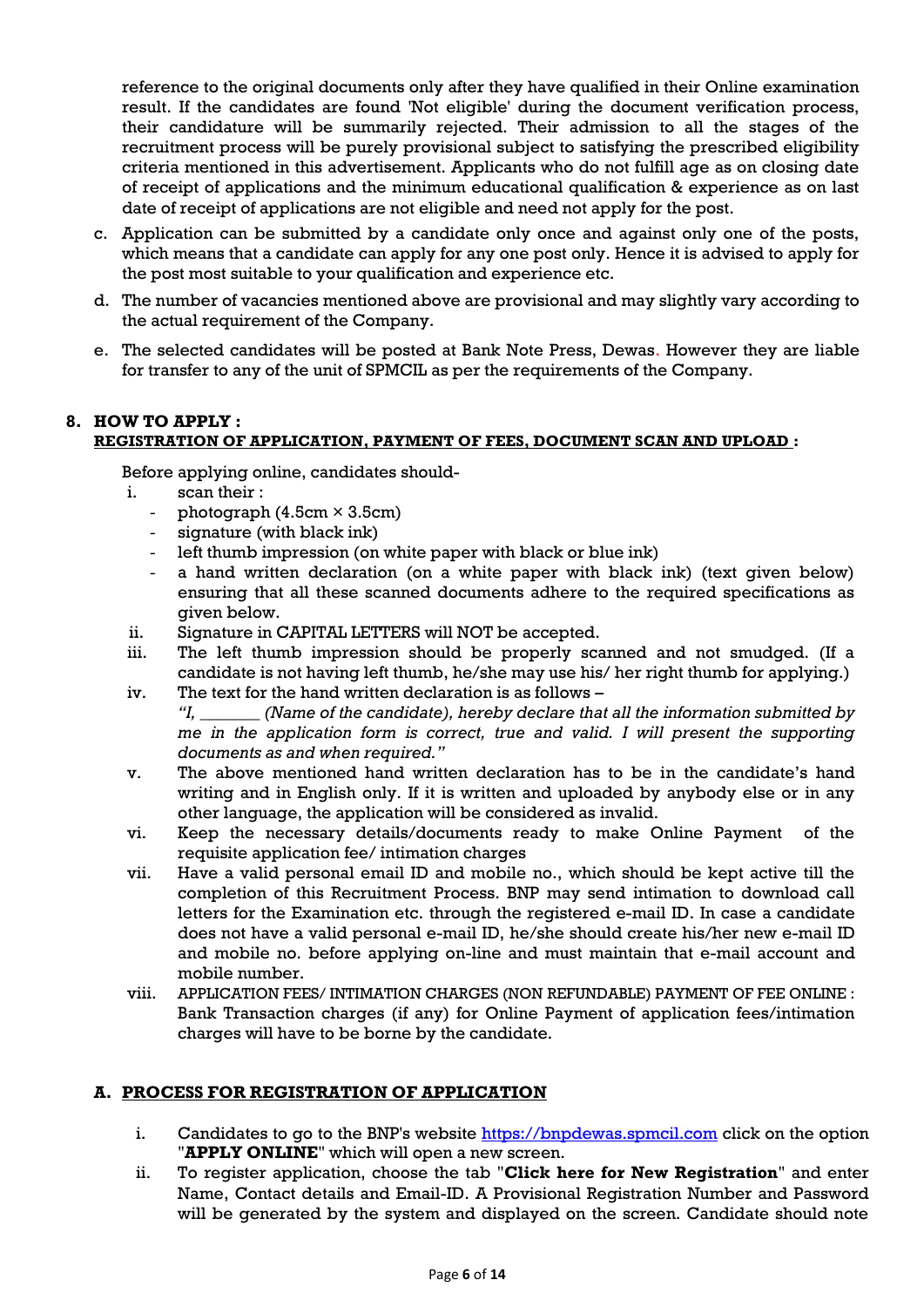reference to the original documents only after they have qualified in their Online examination result. If the candidates are found 'Not eligible' during the document verification process, their candidature will be summarily rejected. Their admission to all the stages of the recruitment process will be purely provisional subject to satisfying the prescribed eligibility criteria mentioned in this advertisement. Applicants who do not fulfill age as on closing date of receipt of applications and the minimum educational qualification & experience as on last date of receipt of applications are not eligible and need not apply for the post.

c. Application can be submitted by a candidate only once and against only one of the posts, which means that a candidate can apply for any one post only. Hence it is advised to apply for the post most suitable to your qualification and experience etc.

d. The number of vacancies mentioned above are provisional and may slightly vary according to the actual requirement of the Company.

e. The selected candidates will be posted at Bank Note Press, Dewas. However they are liable for transfer to any of the unit of SPMCIL as per the requirements of the Company.

## 8. HOW TO APPLY :

**REGISTRATION OF APPLICATION, PAYMENT OF FEES, DOCUMENT SCAN AND UPLOAD :**

Before applying online, candidates should-

i. scan their :
   - photograph (4.5cm × 3.5cm)
   - signature (with black ink)
   - left thumb impression (on white paper with black or blue ink)
   - a hand written declaration (on a white paper with black ink) (text given below) ensuring that all these scanned documents adhere to the required specifications as given below.

ii. Signature in CAPITAL LETTERS will NOT be accepted.

iii. The left thumb impression should be properly scanned and not smudged. (If a candidate is not having left thumb, he/she may use his/ her right thumb for applying.)

iv. The text for the hand written declaration is as follows –
   *"I, _______ (Name of the candidate), hereby declare that all the information submitted by me in the application form is correct, true and valid. I will present the supporting documents as and when required."*

v. The above mentioned hand written declaration has to be in the candidate's hand writing and in English only. If it is written and uploaded by anybody else or in any other language, the application will be considered as invalid.

vi. Keep the necessary details/documents ready to make Online Payment of the requisite application fee/ intimation charges

vii. Have a valid personal email ID and mobile no., which should be kept active till the completion of this Recruitment Process. BNP may send intimation to download call letters for the Examination etc. through the registered e-mail ID. In case a candidate does not have a valid personal e-mail ID, he/she should create his/her new e-mail ID and mobile no. before applying on-line and must maintain that e-mail account and mobile number.

viii. APPLICATION FEES/ INTIMATION CHARGES (NON REFUNDABLE) PAYMENT OF FEE ONLINE : Bank Transaction charges (if any) for Online Payment of application fees/intimation charges will have to be borne by the candidate.

### A. PROCESS FOR REGISTRATION OF APPLICATION

i. Candidates to go to the BNP's website https://bnpdewas.spmcil.com click on the option "**APPLY ONLINE**" which will open a new screen.

ii. To register application, choose the tab "**Click here for New Registration**" and enter Name, Contact details and Email-ID. A Provisional Registration Number and Password will be generated by the system and displayed on the screen. Candidate should note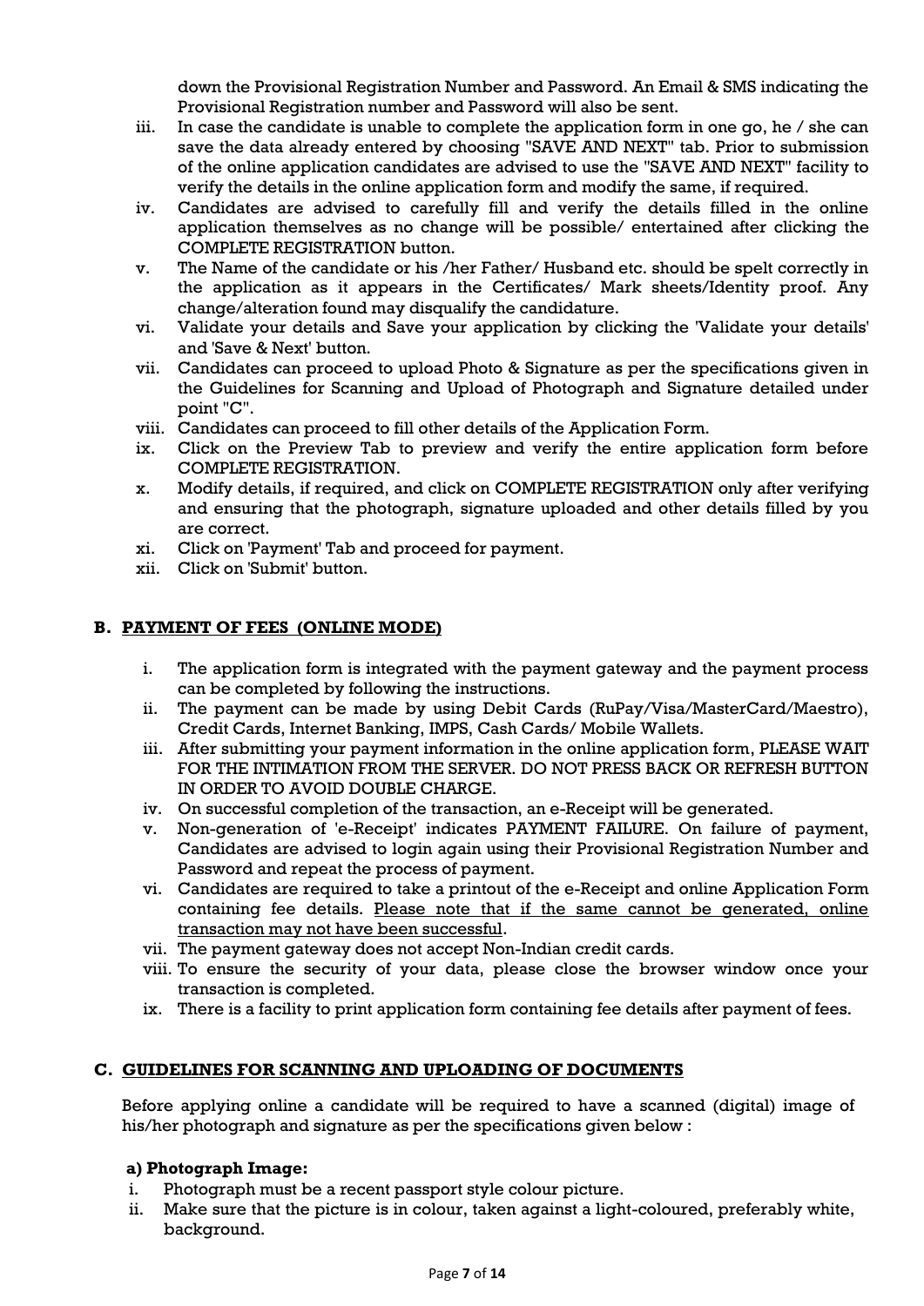down the Provisional Registration Number and Password. An Email & SMS indicating the Provisional Registration number and Password will also be sent.

iii. In case the candidate is unable to complete the application form in one go, he / she can save the data already entered by choosing "SAVE AND NEXT" tab. Prior to submission of the online application candidates are advised to use the "SAVE AND NEXT" facility to verify the details in the online application form and modify the same, if required.
iv. Candidates are advised to carefully fill and verify the details filled in the online application themselves as no change will be possible/ entertained after clicking the COMPLETE REGISTRATION button.
v. The Name of the candidate or his /her Father/ Husband etc. should be spelt correctly in the application as it appears in the Certificates/ Mark sheets/Identity proof. Any change/alteration found may disqualify the candidature.
vi. Validate your details and Save your application by clicking the 'Validate your details' and 'Save & Next' button.
vii. Candidates can proceed to upload Photo & Signature as per the specifications given in the Guidelines for Scanning and Upload of Photograph and Signature detailed under point "C".
viii. Candidates can proceed to fill other details of the Application Form.
ix. Click on the Preview Tab to preview and verify the entire application form before COMPLETE REGISTRATION.
x. Modify details, if required, and click on COMPLETE REGISTRATION only after verifying and ensuring that the photograph, signature uploaded and other details filled by you are correct.
xi. Click on 'Payment' Tab and proceed for payment.
xii. Click on 'Submit' button.

## B. PAYMENT OF FEES (ONLINE MODE)

i. The application form is integrated with the payment gateway and the payment process can be completed by following the instructions.
ii. The payment can be made by using Debit Cards (RuPay/Visa/MasterCard/Maestro), Credit Cards, Internet Banking, IMPS, Cash Cards/ Mobile Wallets.
iii. After submitting your payment information in the online application form, PLEASE WAIT FOR THE INTIMATION FROM THE SERVER. DO NOT PRESS BACK OR REFRESH BUTTON IN ORDER TO AVOID DOUBLE CHARGE.
iv. On successful completion of the transaction, an e-Receipt will be generated.
v. Non-generation of 'e-Receipt' indicates PAYMENT FAILURE. On failure of payment, Candidates are advised to login again using their Provisional Registration Number and Password and repeat the process of payment.
vi. Candidates are required to take a printout of the e-Receipt and online Application Form containing fee details. Please note that if the same cannot be generated, online transaction may not have been successful.
vii. The payment gateway does not accept Non-Indian credit cards.
viii. To ensure the security of your data, please close the browser window once your transaction is completed.
ix. There is a facility to print application form containing fee details after payment of fees.

## C. GUIDELINES FOR SCANNING AND UPLOADING OF DOCUMENTS

Before applying online a candidate will be required to have a scanned (digital) image of his/her photograph and signature as per the specifications given below :

**a) Photograph Image:**

i. Photograph must be a recent passport style colour picture.
ii. Make sure that the picture is in colour, taken against a light-coloured, preferably white, background.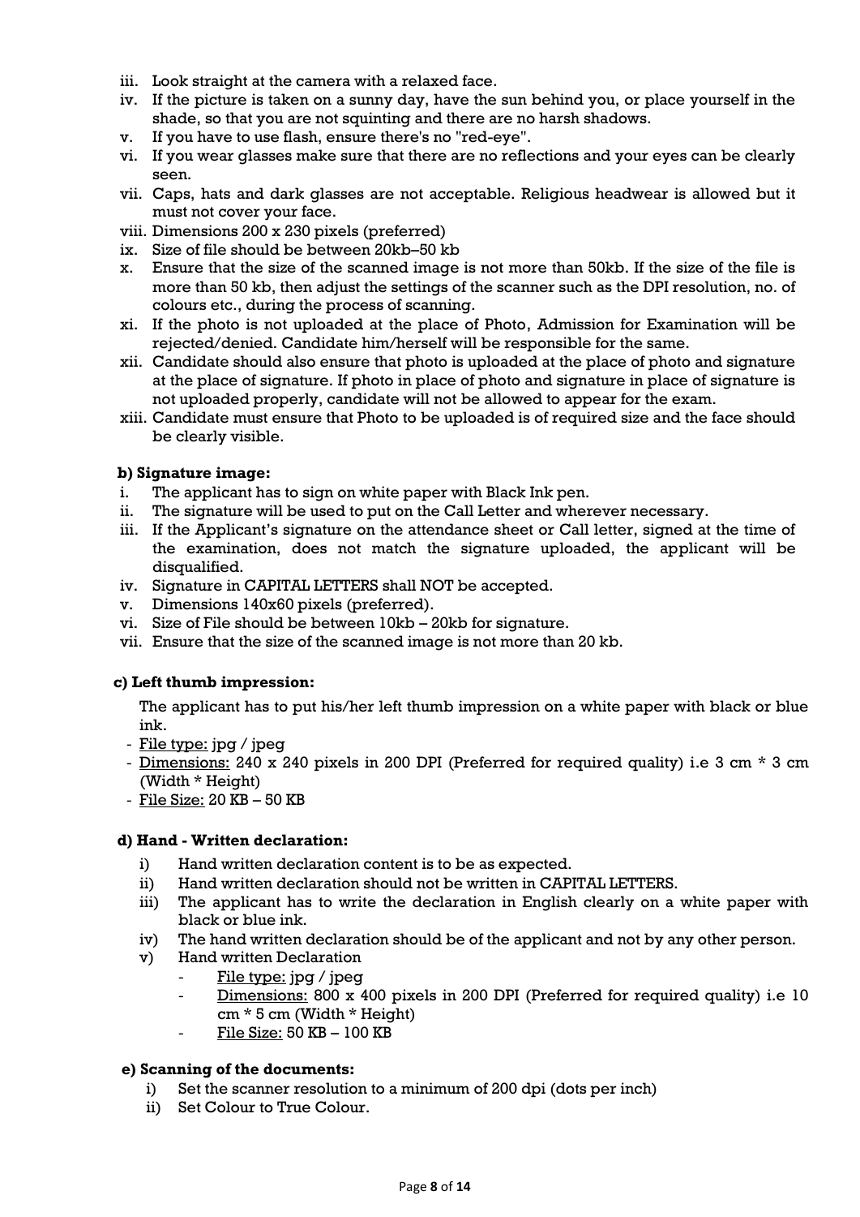iii. Look straight at the camera with a relaxed face.
iv. If the picture is taken on a sunny day, have the sun behind you, or place yourself in the shade, so that you are not squinting and there are no harsh shadows.
v. If you have to use flash, ensure there's no "red-eye".
vi. If you wear glasses make sure that there are no reflections and your eyes can be clearly seen.
vii. Caps, hats and dark glasses are not acceptable. Religious headwear is allowed but it must not cover your face.
viii. Dimensions 200 x 230 pixels (preferred)
ix. Size of file should be between 20kb–50 kb
x. Ensure that the size of the scanned image is not more than 50kb. If the size of the file is more than 50 kb, then adjust the settings of the scanner such as the DPI resolution, no. of colours etc., during the process of scanning.
xi. If the photo is not uploaded at the place of Photo, Admission for Examination will be rejected/denied. Candidate him/herself will be responsible for the same.
xii. Candidate should also ensure that photo is uploaded at the place of photo and signature at the place of signature. If photo in place of photo and signature in place of signature is not uploaded properly, candidate will not be allowed to appear for the exam.
xiii. Candidate must ensure that Photo to be uploaded is of required size and the face should be clearly visible.

**b) Signature image:**

i. The applicant has to sign on white paper with Black Ink pen.
ii. The signature will be used to put on the Call Letter and wherever necessary.
iii. If the Applicant's signature on the attendance sheet or Call letter, signed at the time of the examination, does not match the signature uploaded, the applicant will be disqualified.
iv. Signature in CAPITAL LETTERS shall NOT be accepted.
v. Dimensions 140x60 pixels (preferred).
vi. Size of File should be between 10kb – 20kb for signature.
vii. Ensure that the size of the scanned image is not more than 20 kb.

**c) Left thumb impression:**

The applicant has to put his/her left thumb impression on a white paper with black or blue ink.

- File type: jpg / jpeg
- Dimensions: 240 x 240 pixels in 200 DPI (Preferred for required quality) i.e 3 cm * 3 cm (Width * Height)
- File Size: 20 KB – 50 KB

**d) Hand - Written declaration:**

i) Hand written declaration content is to be as expected.
ii) Hand written declaration should not be written in CAPITAL LETTERS.
iii) The applicant has to write the declaration in English clearly on a white paper with black or blue ink.
iv) The hand written declaration should be of the applicant and not by any other person.
v) Hand written Declaration
   - File type: jpg / jpeg
   - Dimensions: 800 x 400 pixels in 200 DPI (Preferred for required quality) i.e 10 cm * 5 cm (Width * Height)
   - File Size: 50 KB – 100 KB

**e) Scanning of the documents:**

i) Set the scanner resolution to a minimum of 200 dpi (dots per inch)
ii) Set Colour to True Colour.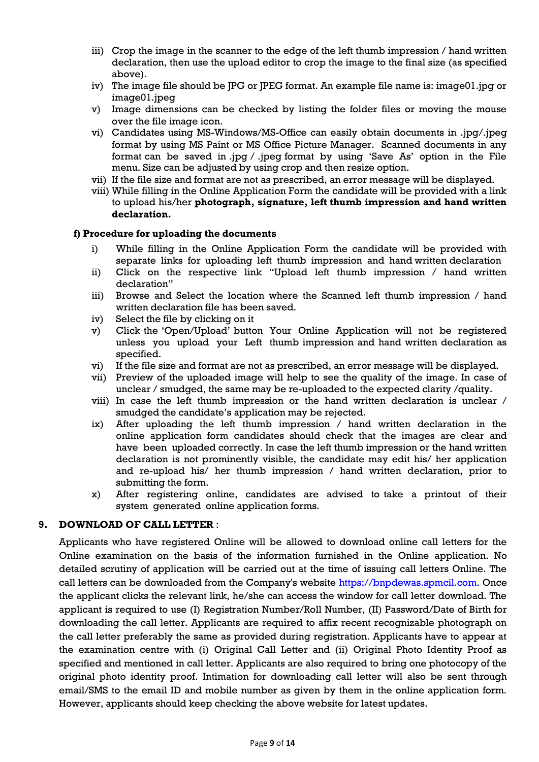iii) Crop the image in the scanner to the edge of the left thumb impression / hand written declaration, then use the upload editor to crop the image to the final size (as specified above).

iv) The image file should be JPG or JPEG format. An example file name is: image01.jpg or image01.jpeg

v) Image dimensions can be checked by listing the folder files or moving the mouse over the file image icon.

vi) Candidates using MS-Windows/MS-Office can easily obtain documents in .jpg/.jpeg format by using MS Paint or MS Office Picture Manager. Scanned documents in any format can be saved in .jpg / .jpeg format by using 'Save As' option in the File menu. Size can be adjusted by using crop and then resize option.

vii) If the file size and format are not as prescribed, an error message will be displayed.

viii) While filling in the Online Application Form the candidate will be provided with a link to upload his/her **photograph, signature, left thumb impression and hand written declaration.**

**f) Procedure for uploading the documents**

i) While filling in the Online Application Form the candidate will be provided with separate links for uploading left thumb impression and hand written declaration

ii) Click on the respective link "Upload left thumb impression / hand written declaration"

iii) Browse and Select the location where the Scanned left thumb impression / hand written declaration file has been saved.

iv) Select the file by clicking on it

v) Click the 'Open/Upload' button Your Online Application will not be registered unless you upload your Left thumb impression and hand written declaration as specified.

vi) If the file size and format are not as prescribed, an error message will be displayed.

vii) Preview of the uploaded image will help to see the quality of the image. In case of unclear / smudged, the same may be re-uploaded to the expected clarity /quality.

viii) In case the left thumb impression or the hand written declaration is unclear / smudged the candidate's application may be rejected.

ix) After uploading the left thumb impression / hand written declaration in the online application form candidates should check that the images are clear and have been uploaded correctly. In case the left thumb impression or the hand written declaration is not prominently visible, the candidate may edit his/ her application and re-upload his/ her thumb impression / hand written declaration, prior to submitting the form.

x) After registering online, candidates are advised to take a printout of their system generated online application forms.

## 9. DOWNLOAD OF CALL LETTER :

Applicants who have registered Online will be allowed to download online call letters for the Online examination on the basis of the information furnished in the Online application. No detailed scrutiny of application will be carried out at the time of issuing call letters Online. The call letters can be downloaded from the Company's website https://bnpdewas.spmcil.com. Once the applicant clicks the relevant link, he/she can access the window for call letter download. The applicant is required to use (I) Registration Number/Roll Number, (II) Password/Date of Birth for downloading the call letter. Applicants are required to affix recent recognizable photograph on the call letter preferably the same as provided during registration. Applicants have to appear at the examination centre with (i) Original Call Letter and (ii) Original Photo Identity Proof as specified and mentioned in call letter. Applicants are also required to bring one photocopy of the original photo identity proof. Intimation for downloading call letter will also be sent through email/SMS to the email ID and mobile number as given by them in the online application form. However, applicants should keep checking the above website for latest updates.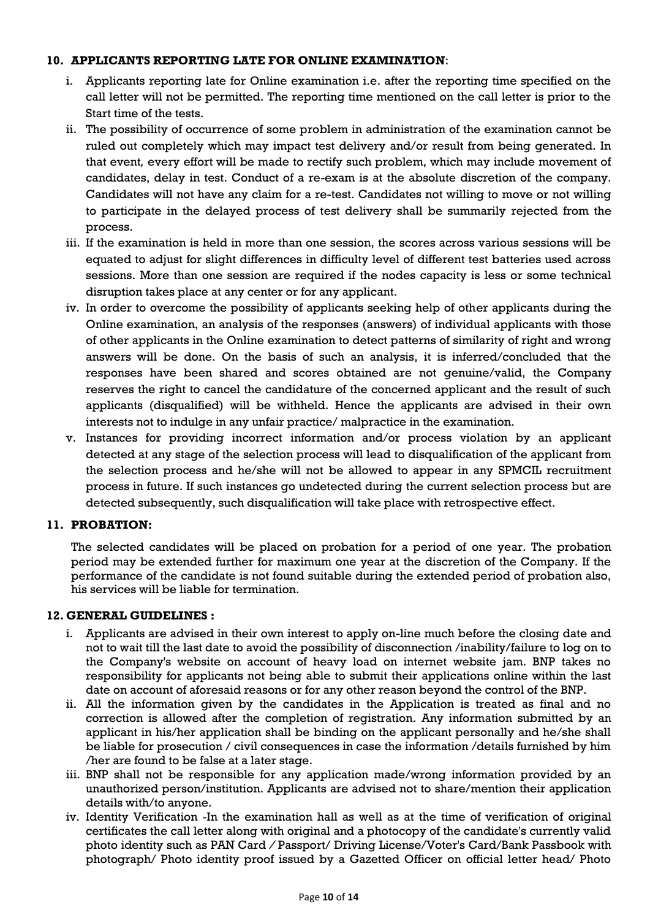## 10. APPLICANTS REPORTING LATE FOR ONLINE EXAMINATION:

i. Applicants reporting late for Online examination i.e. after the reporting time specified on the call letter will not be permitted. The reporting time mentioned on the call letter is prior to the Start time of the tests.

ii. The possibility of occurrence of some problem in administration of the examination cannot be ruled out completely which may impact test delivery and/or result from being generated. In that event, every effort will be made to rectify such problem, which may include movement of candidates, delay in test. Conduct of a re-exam is at the absolute discretion of the company. Candidates will not have any claim for a re-test. Candidates not willing to move or not willing to participate in the delayed process of test delivery shall be summarily rejected from the process.

iii. If the examination is held in more than one session, the scores across various sessions will be equated to adjust for slight differences in difficulty level of different test batteries used across sessions. More than one session are required if the nodes capacity is less or some technical disruption takes place at any center or for any applicant.

iv. In order to overcome the possibility of applicants seeking help of other applicants during the Online examination, an analysis of the responses (answers) of individual applicants with those of other applicants in the Online examination to detect patterns of similarity of right and wrong answers will be done. On the basis of such an analysis, it is inferred/concluded that the responses have been shared and scores obtained are not genuine/valid, the Company reserves the right to cancel the candidature of the concerned applicant and the result of such applicants (disqualified) will be withheld. Hence the applicants are advised in their own interests not to indulge in any unfair practice/ malpractice in the examination.

v. Instances for providing incorrect information and/or process violation by an applicant detected at any stage of the selection process will lead to disqualification of the applicant from the selection process and he/she will not be allowed to appear in any SPMCIL recruitment process in future. If such instances go undetected during the current selection process but are detected subsequently, such disqualification will take place with retrospective effect.

## 11. PROBATION:

The selected candidates will be placed on probation for a period of one year. The probation period may be extended further for maximum one year at the discretion of the Company. If the performance of the candidate is not found suitable during the extended period of probation also, his services will be liable for termination.

## 12. GENERAL GUIDELINES :

i. Applicants are advised in their own interest to apply on-line much before the closing date and not to wait till the last date to avoid the possibility of disconnection /inability/failure to log on to the Company's website on account of heavy load on internet website jam. BNP takes no responsibility for applicants not being able to submit their applications online within the last date on account of aforesaid reasons or for any other reason beyond the control of the BNP.

ii. All the information given by the candidates in the Application is treated as final and no correction is allowed after the completion of registration. Any information submitted by an applicant in his/her application shall be binding on the applicant personally and he/she shall be liable for prosecution / civil consequences in case the information /details furnished by him /her are found to be false at a later stage.

iii. BNP shall not be responsible for any application made/wrong information provided by an unauthorized person/institution. Applicants are advised not to share/mention their application details with/to anyone.

iv. Identity Verification -In the examination hall as well as at the time of verification of original certificates the call letter along with original and a photocopy of the candidate's currently valid photo identity such as PAN Card / Passport/ Driving License/Voter's Card/Bank Passbook with photograph/ Photo identity proof issued by a Gazetted Officer on official letter head/ Photo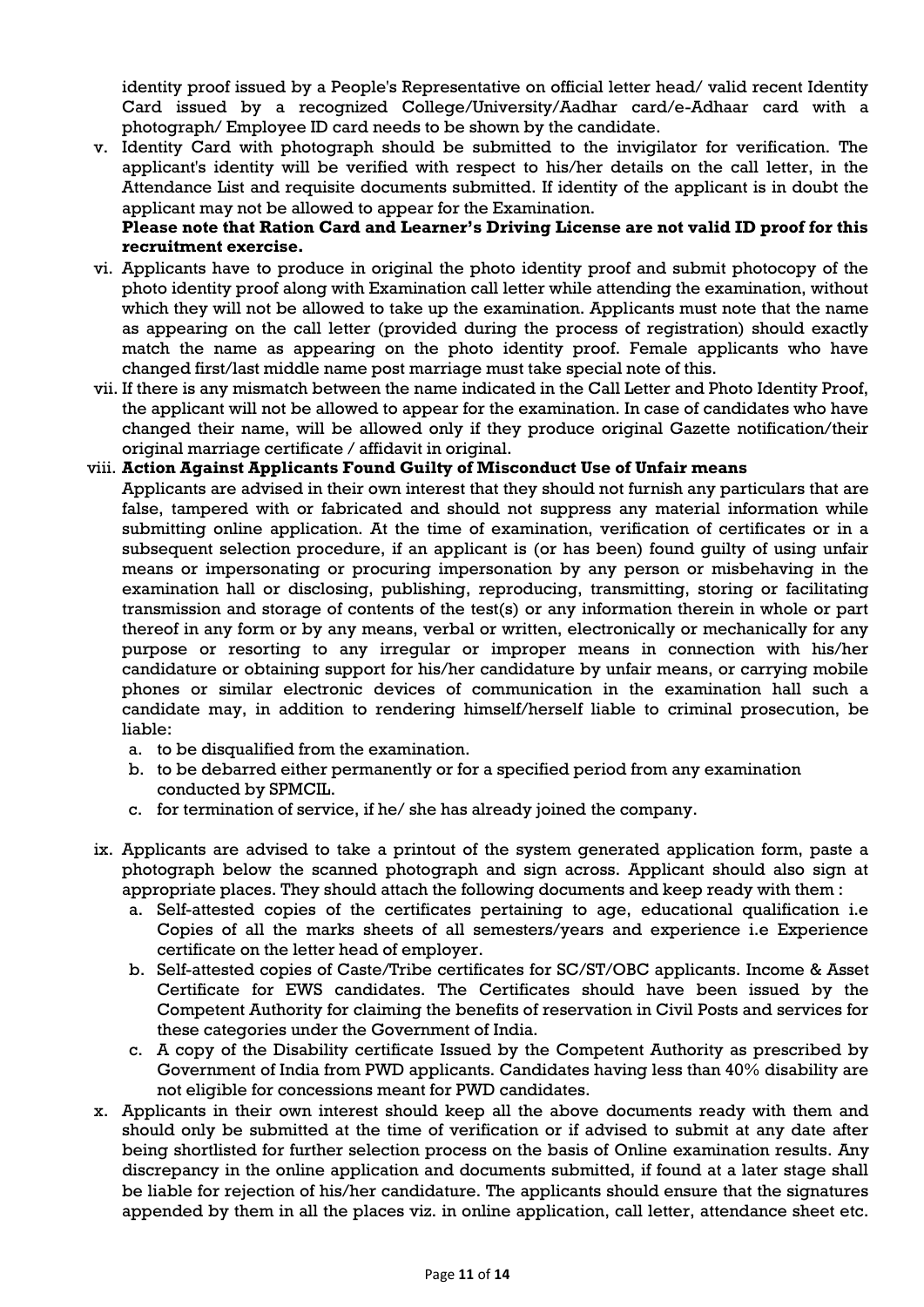identity proof issued by a People's Representative on official letter head/ valid recent Identity Card issued by a recognized College/University/Aadhar card/e-Adhaar card with a photograph/ Employee ID card needs to be shown by the candidate.

v. Identity Card with photograph should be submitted to the invigilator for verification. The applicant's identity will be verified with respect to his/her details on the call letter, in the Attendance List and requisite documents submitted. If identity of the applicant is in doubt the applicant may not be allowed to appear for the Examination.
   **Please note that Ration Card and Learner's Driving License are not valid ID proof for this recruitment exercise.**

vi. Applicants have to produce in original the photo identity proof and submit photocopy of the photo identity proof along with Examination call letter while attending the examination, without which they will not be allowed to take up the examination. Applicants must note that the name as appearing on the call letter (provided during the process of registration) should exactly match the name as appearing on the photo identity proof. Female applicants who have changed first/last middle name post marriage must take special note of this.

vii. If there is any mismatch between the name indicated in the Call Letter and Photo Identity Proof, the applicant will not be allowed to appear for the examination. In case of candidates who have changed their name, will be allowed only if they produce original Gazette notification/their original marriage certificate / affidavit in original.

viii. **Action Against Applicants Found Guilty of Misconduct Use of Unfair means**
   Applicants are advised in their own interest that they should not furnish any particulars that are false, tampered with or fabricated and should not suppress any material information while submitting online application. At the time of examination, verification of certificates or in a subsequent selection procedure, if an applicant is (or has been) found guilty of using unfair means or impersonating or procuring impersonation by any person or misbehaving in the examination hall or disclosing, publishing, reproducing, transmitting, storing or facilitating transmission and storage of contents of the test(s) or any information therein in whole or part thereof in any form or by any means, verbal or written, electronically or mechanically for any purpose or resorting to any irregular or improper means in connection with his/her candidature or obtaining support for his/her candidature by unfair means, or carrying mobile phones or similar electronic devices of communication in the examination hall such a candidate may, in addition to rendering himself/herself liable to criminal prosecution, be liable:
   a. to be disqualified from the examination.
   b. to be debarred either permanently or for a specified period from any examination conducted by SPMCIL.
   c. for termination of service, if he/ she has already joined the company.

ix. Applicants are advised to take a printout of the system generated application form, paste a photograph below the scanned photograph and sign across. Applicant should also sign at appropriate places. They should attach the following documents and keep ready with them :
   a. Self-attested copies of the certificates pertaining to age, educational qualification i.e Copies of all the marks sheets of all semesters/years and experience i.e Experience certificate on the letter head of employer.
   b. Self-attested copies of Caste/Tribe certificates for SC/ST/OBC applicants. Income & Asset Certificate for EWS candidates. The Certificates should have been issued by the Competent Authority for claiming the benefits of reservation in Civil Posts and services for these categories under the Government of India.
   c. A copy of the Disability certificate Issued by the Competent Authority as prescribed by Government of India from PWD applicants. Candidates having less than 40% disability are not eligible for concessions meant for PWD candidates.

x. Applicants in their own interest should keep all the above documents ready with them and should only be submitted at the time of verification or if advised to submit at any date after being shortlisted for further selection process on the basis of Online examination results. Any discrepancy in the online application and documents submitted, if found at a later stage shall be liable for rejection of his/her candidature. The applicants should ensure that the signatures appended by them in all the places viz. in online application, call letter, attendance sheet etc.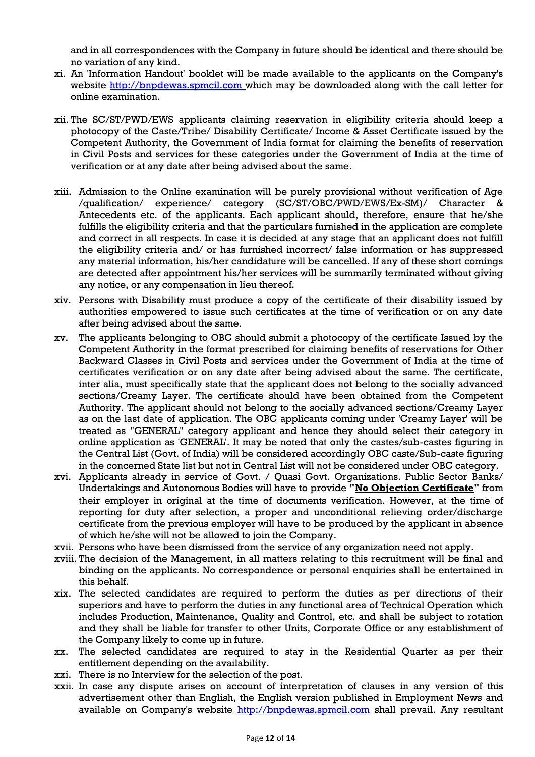and in all correspondences with the Company in future should be identical and there should be no variation of any kind.

xi. An 'Information Handout' booklet will be made available to the applicants on the Company's website http://bnpdewas.spmcil.com which may be downloaded along with the call letter for online examination.

xii. The SC/ST/PWD/EWS applicants claiming reservation in eligibility criteria should keep a photocopy of the Caste/Tribe/ Disability Certificate/ Income & Asset Certificate issued by the Competent Authority, the Government of India format for claiming the benefits of reservation in Civil Posts and services for these categories under the Government of India at the time of verification or at any date after being advised about the same.

xiii. Admission to the Online examination will be purely provisional without verification of Age /qualification/ experience/ category (SC/ST/OBC/PWD/EWS/Ex-SM)/ Character & Antecedents etc. of the applicants. Each applicant should, therefore, ensure that he/she fulfills the eligibility criteria and that the particulars furnished in the application are complete and correct in all respects. In case it is decided at any stage that an applicant does not fulfill the eligibility criteria and/ or has furnished incorrect/ false information or has suppressed any material information, his/her candidature will be cancelled. If any of these short comings are detected after appointment his/her services will be summarily terminated without giving any notice, or any compensation in lieu thereof.

xiv. Persons with Disability must produce a copy of the certificate of their disability issued by authorities empowered to issue such certificates at the time of verification or on any date after being advised about the same.

xv. The applicants belonging to OBC should submit a photocopy of the certificate Issued by the Competent Authority in the format prescribed for claiming benefits of reservations for Other Backward Classes in Civil Posts and services under the Government of India at the time of certificates verification or on any date after being advised about the same. The certificate, inter alia, must specifically state that the applicant does not belong to the socially advanced sections/Creamy Layer. The certificate should have been obtained from the Competent Authority. The applicant should not belong to the socially advanced sections/Creamy Layer as on the last date of application. The OBC applicants coming under 'Creamy Layer' will be treated as "GENERAL" category applicant and hence they should select their category in online application as 'GENERAL'. It may be noted that only the castes/sub-castes figuring in the Central List (Govt. of India) will be considered accordingly OBC caste/Sub-caste figuring in the concerned State list but not in Central List will not be considered under OBC category.

xvi. Applicants already in service of Govt. / Quasi Govt. Organizations. Public Sector Banks/ Undertakings and Autonomous Bodies will have to provide **"No Objection Certificate"** from their employer in original at the time of documents verification. However, at the time of reporting for duty after selection, a proper and unconditional relieving order/discharge certificate from the previous employer will have to be produced by the applicant in absence of which he/she will not be allowed to join the Company.

xvii. Persons who have been dismissed from the service of any organization need not apply.

xviii. The decision of the Management, in all matters relating to this recruitment will be final and binding on the applicants. No correspondence or personal enquiries shall be entertained in this behalf.

xix. The selected candidates are required to perform the duties as per directions of their superiors and have to perform the duties in any functional area of Technical Operation which includes Production, Maintenance, Quality and Control, etc. and shall be subject to rotation and they shall be liable for transfer to other Units, Corporate Office or any establishment of the Company likely to come up in future.

xx. The selected candidates are required to stay in the Residential Quarter as per their entitlement depending on the availability.

xxi. There is no Interview for the selection of the post.

xxii. In case any dispute arises on account of interpretation of clauses in any version of this advertisement other than English, the English version published in Employment News and available on Company's website http://bnpdewas.spmcil.com shall prevail. Any resultant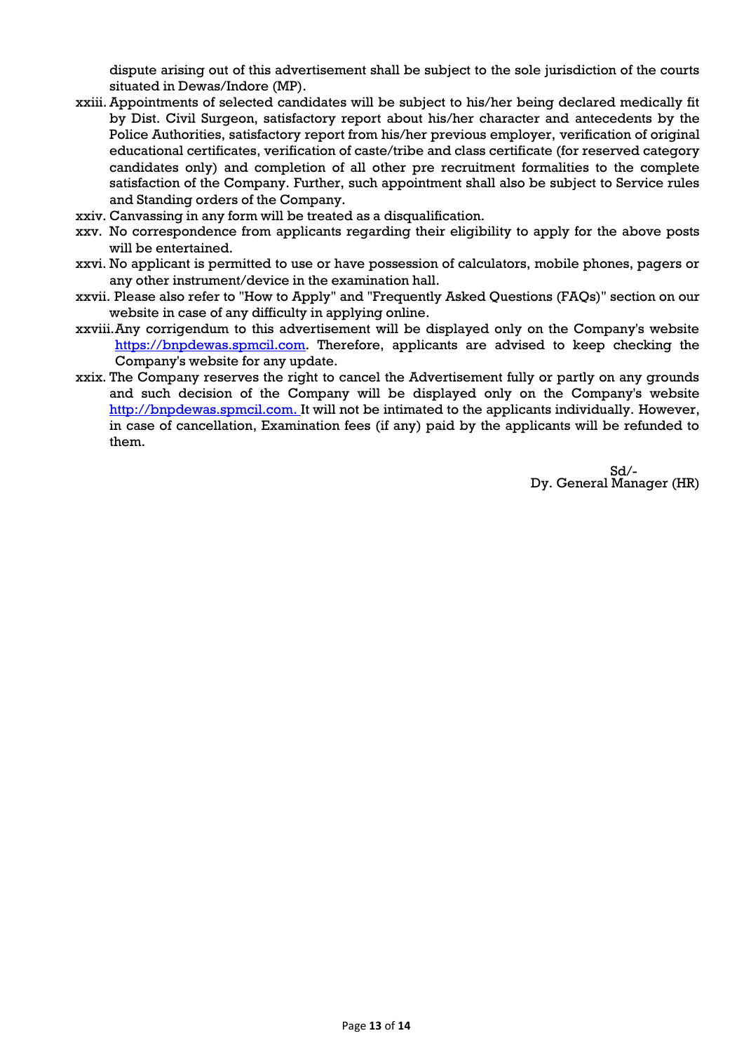dispute arising out of this advertisement shall be subject to the sole jurisdiction of the courts situated in Dewas/Indore (MP).

xxiii. Appointments of selected candidates will be subject to his/her being declared medically fit by Dist. Civil Surgeon, satisfactory report about his/her character and antecedents by the Police Authorities, satisfactory report from his/her previous employer, verification of original educational certificates, verification of caste/tribe and class certificate (for reserved category candidates only) and completion of all other pre recruitment formalities to the complete satisfaction of the Company. Further, such appointment shall also be subject to Service rules and Standing orders of the Company.

xxiv. Canvassing in any form will be treated as a disqualification.

xxv. No correspondence from applicants regarding their eligibility to apply for the above posts will be entertained.

xxvi. No applicant is permitted to use or have possession of calculators, mobile phones, pagers or any other instrument/device in the examination hall.

xxvii. Please also refer to "How to Apply" and "Frequently Asked Questions (FAQs)" section on our website in case of any difficulty in applying online.

xxviii. Any corrigendum to this advertisement will be displayed only on the Company's website https://bnpdewas.spmcil.com. Therefore, applicants are advised to keep checking the Company's website for any update.

xxix. The Company reserves the right to cancel the Advertisement fully or partly on any grounds and such decision of the Company will be displayed only on the Company's website http://bnpdewas.spmcil.com. It will not be intimated to the applicants individually. However, in case of cancellation, Examination fees (if any) paid by the applicants will be refunded to them.

Sd/-
Dy. General Manager (HR)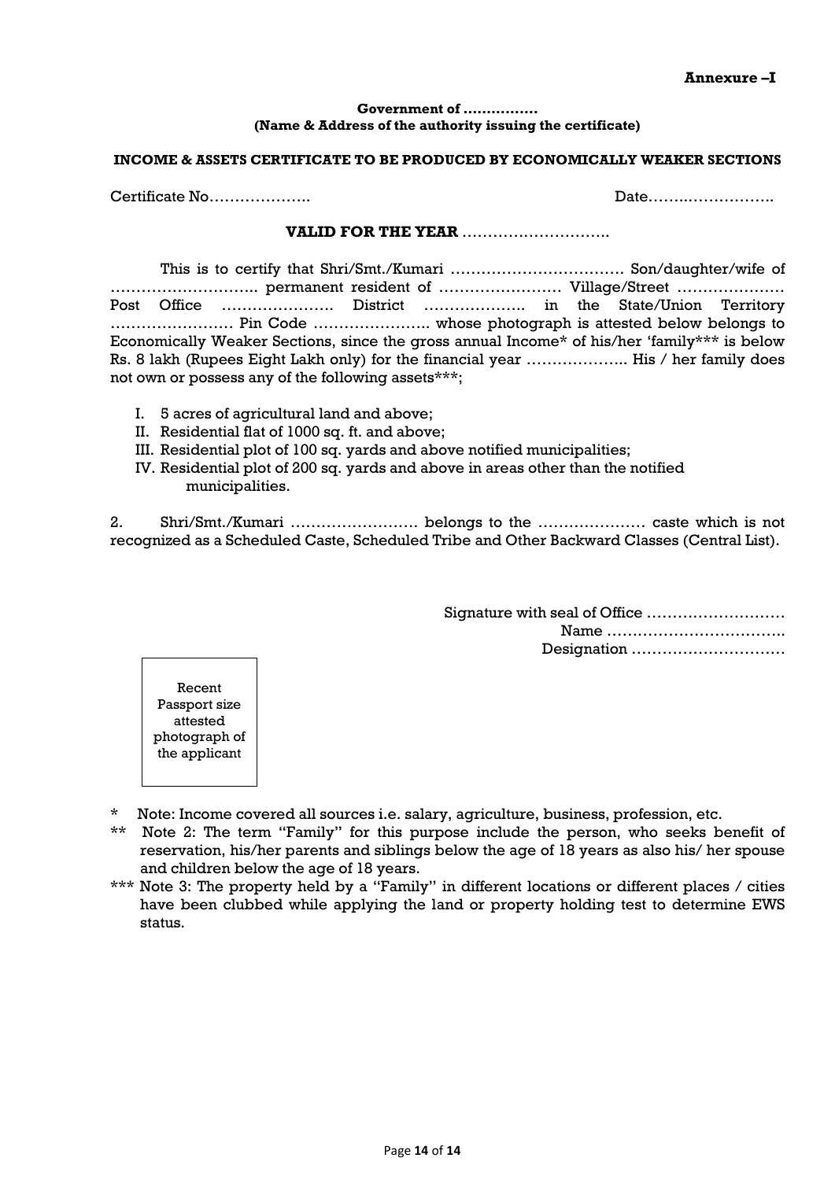**Annexure –I**

**Government of …………….**
**(Name & Address of the authority issuing the certificate)**

**INCOME & ASSETS CERTIFICATE TO BE PRODUCED BY ECONOMICALLY WEAKER SECTIONS**

Certificate No………………..  Date……..……………..

**VALID FOR THE YEAR** ………………………..

This is to certify that Shri/Smt./Kumari ……………………………. Son/daughter/wife of ……………………….. permanent resident of …………………… Village/Street ………………… Post Office …………………. District ………………... in the State/Union Territory …………………… Pin Code ………………….. whose photograph is attested below belongs to Economically Weaker Sections, since the gross annual Income* of his/her 'family*** is below Rs. 8 lakh (Rupees Eight Lakh only) for the financial year ……………….. His / her family does not own or possess any of the following assets***;

I. 5 acres of agricultural land and above;
II. Residential flat of 1000 sq. ft. and above;
III. Residential plot of 100 sq. yards and above notified municipalities;
IV. Residential plot of 200 sq. yards and above in areas other than the notified municipalities.

2. Shri/Smt./Kumari ……………………. belongs to the ………………… caste which is not recognized as a Scheduled Caste, Scheduled Tribe and Other Backward Classes (Central List).

Signature with seal of Office ………………………
Name ……………………..……….
Designation …………………………

Recent Passport size attested photograph of the applicant

\* Note: Income covered all sources i.e. salary, agriculture, business, profession, etc.

\*\* Note 2: The term "Family" for this purpose include the person, who seeks benefit of reservation, his/her parents and siblings below the age of 18 years as also his/ her spouse and children below the age of 18 years.

\*\*\* Note 3: The property held by a "Family" in different locations or different places / cities have been clubbed while applying the land or property holding test to determine EWS status.